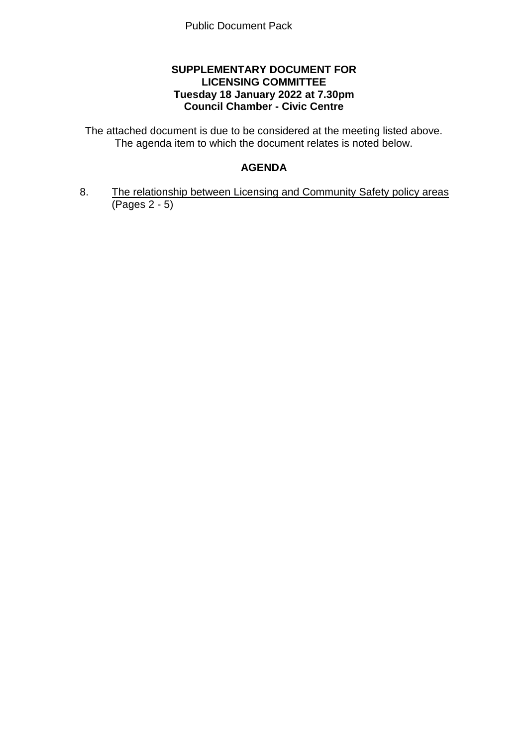Public Document Pack

**SUPPLEMENTARY DOCUMENT FOR LICENSING COMMITTEE**
**Tuesday 18 January 2022 at 7.30pm**
**Council Chamber - Civic Centre**

The attached document is due to be considered at the meeting listed above. The agenda item to which the document relates is noted below.

## AGENDA

8. The relationship between Licensing and Community Safety policy areas (Pages 2 - 5)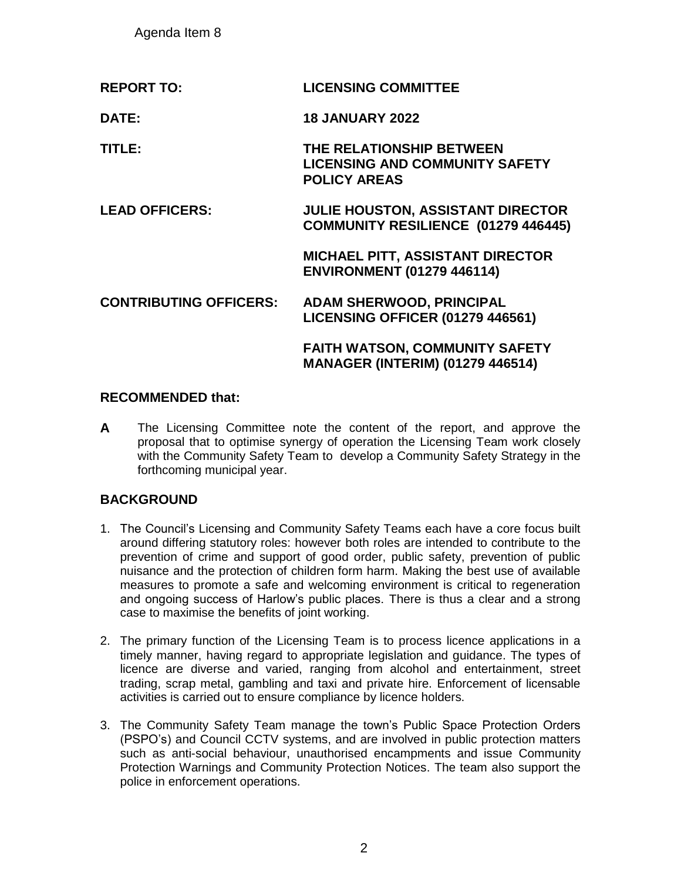Agenda Item 8

| | |
|---|---|
| **REPORT TO:** | **LICENSING COMMITTEE** |
| **DATE:** | **18 JANUARY 2022** |
| **TITLE:** | **THE RELATIONSHIP BETWEEN LICENSING AND COMMUNITY SAFETY POLICY AREAS** |
| **LEAD OFFICERS:** | **JULIE HOUSTON, ASSISTANT DIRECTOR COMMUNITY RESILIENCE (01279 446445)** |
| | **MICHAEL PITT, ASSISTANT DIRECTOR ENVIRONMENT (01279 446114)** |
| **CONTRIBUTING OFFICERS:** | **ADAM SHERWOOD, PRINCIPAL LICENSING OFFICER (01279 446561)** |
| | **FAITH WATSON, COMMUNITY SAFETY MANAGER (INTERIM) (01279 446514)** |

## RECOMMENDED that:

**A** The Licensing Committee note the content of the report, and approve the proposal that to optimise synergy of operation the Licensing Team work closely with the Community Safety Team to develop a Community Safety Strategy in the forthcoming municipal year.

## BACKGROUND

1. The Council's Licensing and Community Safety Teams each have a core focus built around differing statutory roles: however both roles are intended to contribute to the prevention of crime and support of good order, public safety, prevention of public nuisance and the protection of children form harm. Making the best use of available measures to promote a safe and welcoming environment is critical to regeneration and ongoing success of Harlow's public places. There is thus a clear and a strong case to maximise the benefits of joint working.

2. The primary function of the Licensing Team is to process licence applications in a timely manner, having regard to appropriate legislation and guidance. The types of licence are diverse and varied, ranging from alcohol and entertainment, street trading, scrap metal, gambling and taxi and private hire. Enforcement of licensable activities is carried out to ensure compliance by licence holders.

3. The Community Safety Team manage the town's Public Space Protection Orders (PSPO's) and Council CCTV systems, and are involved in public protection matters such as anti-social behaviour, unauthorised encampments and issue Community Protection Warnings and Community Protection Notices. The team also support the police in enforcement operations.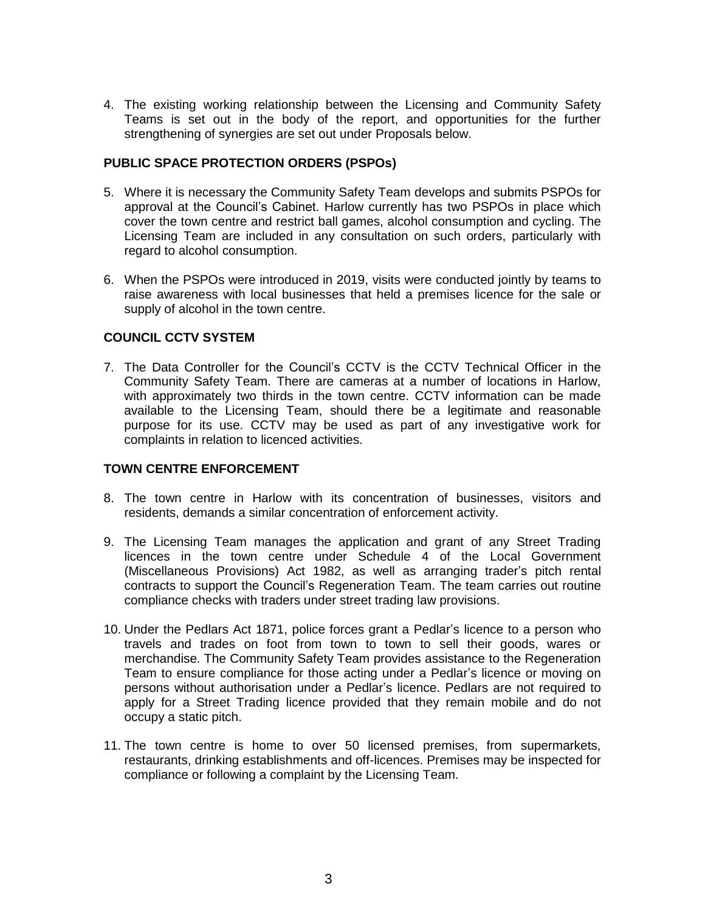4. The existing working relationship between the Licensing and Community Safety Teams is set out in the body of the report, and opportunities for the further strengthening of synergies are set out under Proposals below.

### PUBLIC SPACE PROTECTION ORDERS (PSPOs)

5. Where it is necessary the Community Safety Team develops and submits PSPOs for approval at the Council's Cabinet. Harlow currently has two PSPOs in place which cover the town centre and restrict ball games, alcohol consumption and cycling. The Licensing Team are included in any consultation on such orders, particularly with regard to alcohol consumption.

6. When the PSPOs were introduced in 2019, visits were conducted jointly by teams to raise awareness with local businesses that held a premises licence for the sale or supply of alcohol in the town centre.

### COUNCIL CCTV SYSTEM

7. The Data Controller for the Council's CCTV is the CCTV Technical Officer in the Community Safety Team. There are cameras at a number of locations in Harlow, with approximately two thirds in the town centre. CCTV information can be made available to the Licensing Team, should there be a legitimate and reasonable purpose for its use. CCTV may be used as part of any investigative work for complaints in relation to licenced activities.

### TOWN CENTRE ENFORCEMENT

8. The town centre in Harlow with its concentration of businesses, visitors and residents, demands a similar concentration of enforcement activity.

9. The Licensing Team manages the application and grant of any Street Trading licences in the town centre under Schedule 4 of the Local Government (Miscellaneous Provisions) Act 1982, as well as arranging trader's pitch rental contracts to support the Council's Regeneration Team. The team carries out routine compliance checks with traders under street trading law provisions.

10. Under the Pedlars Act 1871, police forces grant a Pedlar's licence to a person who travels and trades on foot from town to town to sell their goods, wares or merchandise. The Community Safety Team provides assistance to the Regeneration Team to ensure compliance for those acting under a Pedlar's licence or moving on persons without authorisation under a Pedlar's licence. Pedlars are not required to apply for a Street Trading licence provided that they remain mobile and do not occupy a static pitch.

11. The town centre is home to over 50 licensed premises, from supermarkets, restaurants, drinking establishments and off-licences. Premises may be inspected for compliance or following a complaint by the Licensing Team.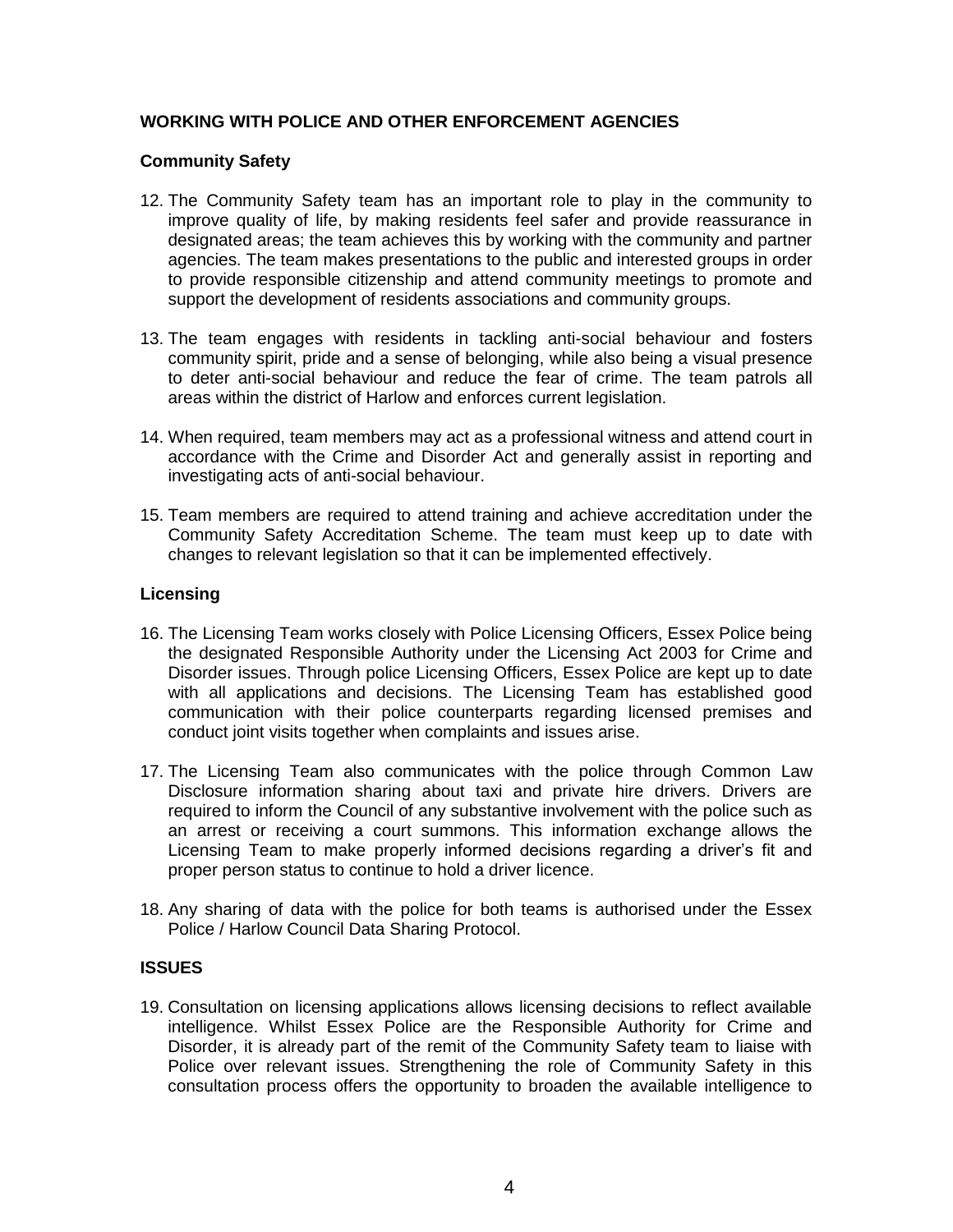## WORKING WITH POLICE AND OTHER ENFORCEMENT AGENCIES

### Community Safety

12. The Community Safety team has an important role to play in the community to improve quality of life, by making residents feel safer and provide reassurance in designated areas; the team achieves this by working with the community and partner agencies. The team makes presentations to the public and interested groups in order to provide responsible citizenship and attend community meetings to promote and support the development of residents associations and community groups.

13. The team engages with residents in tackling anti-social behaviour and fosters community spirit, pride and a sense of belonging, while also being a visual presence to deter anti-social behaviour and reduce the fear of crime. The team patrols all areas within the district of Harlow and enforces current legislation.

14. When required, team members may act as a professional witness and attend court in accordance with the Crime and Disorder Act and generally assist in reporting and investigating acts of anti-social behaviour.

15. Team members are required to attend training and achieve accreditation under the Community Safety Accreditation Scheme. The team must keep up to date with changes to relevant legislation so that it can be implemented effectively.

### Licensing

16. The Licensing Team works closely with Police Licensing Officers, Essex Police being the designated Responsible Authority under the Licensing Act 2003 for Crime and Disorder issues. Through police Licensing Officers, Essex Police are kept up to date with all applications and decisions. The Licensing Team has established good communication with their police counterparts regarding licensed premises and conduct joint visits together when complaints and issues arise.

17. The Licensing Team also communicates with the police through Common Law Disclosure information sharing about taxi and private hire drivers. Drivers are required to inform the Council of any substantive involvement with the police such as an arrest or receiving a court summons. This information exchange allows the Licensing Team to make properly informed decisions regarding a driver's fit and proper person status to continue to hold a driver licence.

18. Any sharing of data with the police for both teams is authorised under the Essex Police / Harlow Council Data Sharing Protocol.

## ISSUES

19. Consultation on licensing applications allows licensing decisions to reflect available intelligence. Whilst Essex Police are the Responsible Authority for Crime and Disorder, it is already part of the remit of the Community Safety team to liaise with Police over relevant issues. Strengthening the role of Community Safety in this consultation process offers the opportunity to broaden the available intelligence to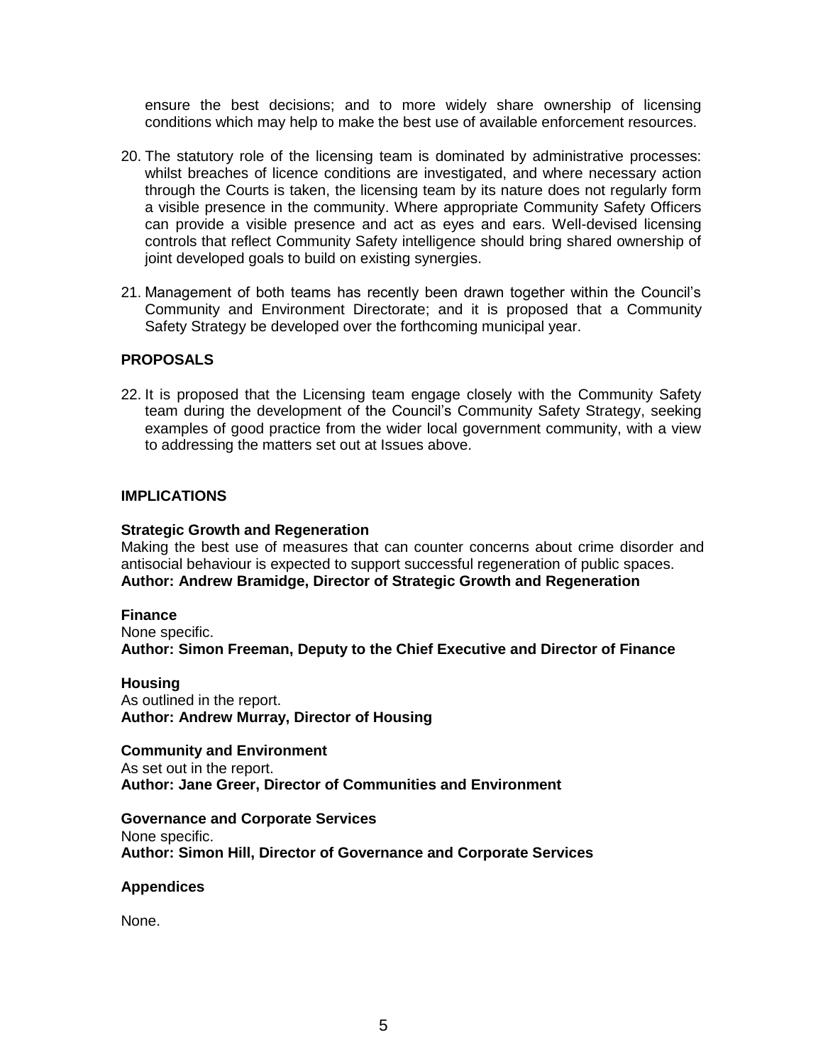ensure the best decisions; and to more widely share ownership of licensing conditions which may help to make the best use of available enforcement resources.

20. The statutory role of the licensing team is dominated by administrative processes: whilst breaches of licence conditions are investigated, and where necessary action through the Courts is taken, the licensing team by its nature does not regularly form a visible presence in the community. Where appropriate Community Safety Officers can provide a visible presence and act as eyes and ears. Well-devised licensing controls that reflect Community Safety intelligence should bring shared ownership of joint developed goals to build on existing synergies.

21. Management of both teams has recently been drawn together within the Council's Community and Environment Directorate; and it is proposed that a Community Safety Strategy be developed over the forthcoming municipal year.

## PROPOSALS

22. It is proposed that the Licensing team engage closely with the Community Safety team during the development of the Council's Community Safety Strategy, seeking examples of good practice from the wider local government community, with a view to addressing the matters set out at Issues above.

## IMPLICATIONS

### Strategic Growth and Regeneration

Making the best use of measures that can counter concerns about crime disorder and antisocial behaviour is expected to support successful regeneration of public spaces.
**Author: Andrew Bramidge, Director of Strategic Growth and Regeneration**

### Finance

None specific.
**Author: Simon Freeman, Deputy to the Chief Executive and Director of Finance**

### Housing

As outlined in the report.
**Author: Andrew Murray, Director of Housing**

### Community and Environment

As set out in the report.
**Author: Jane Greer, Director of Communities and Environment**

### Governance and Corporate Services

None specific.
**Author: Simon Hill, Director of Governance and Corporate Services**

### Appendices

None.